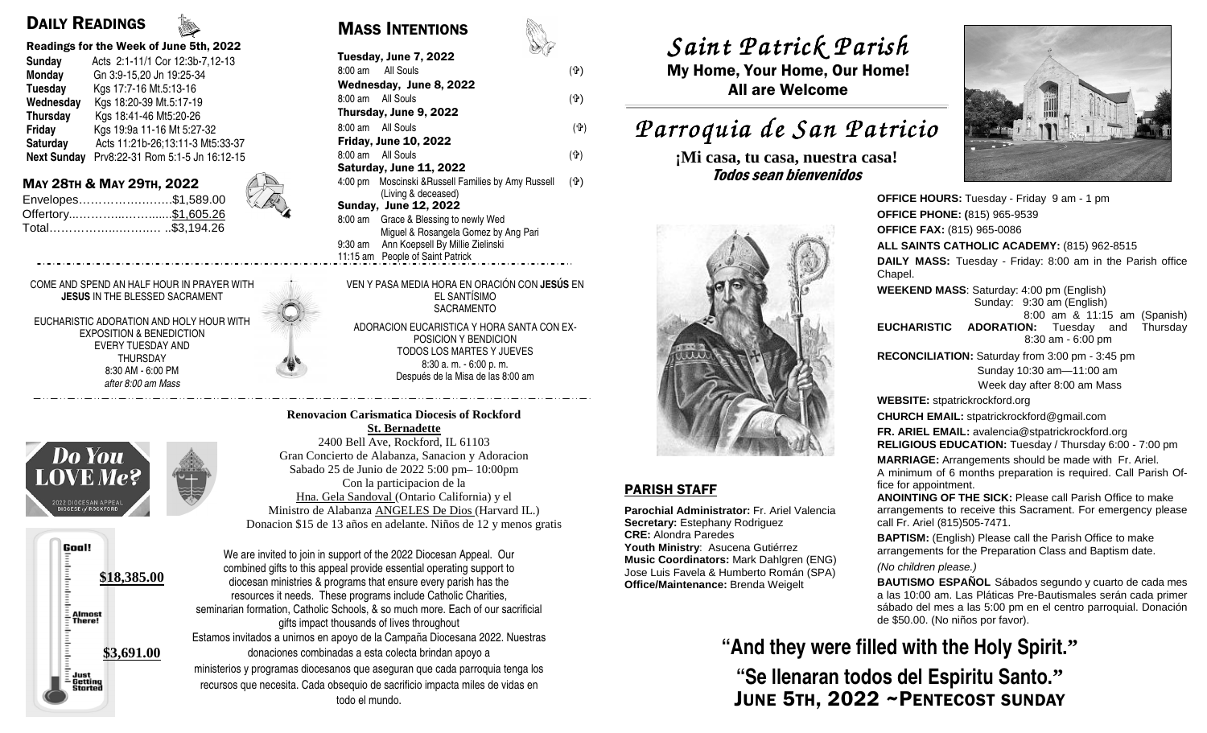# DAILY READINGS

**Readings for the Week of June 5th, 2022**

| | |
|---|---|
| **Sunday** | Acts 2:1-11/1 Cor 12:3b-7,12-13 |
| **Monday** | Gn 3:9-15,20 Jn 19:25-34 |
| **Tuesday** | Kgs 17:7-16 Mt.5:13-16 |
| **Wednesday** | Kgs 18:20-39 Mt.5:17-19 |
| **Thursday** | Kgs 18:41-46 Mt5:20-26 |
| **Friday** | Kgs 19:9a 11-16 Mt 5:27-32 |
| **Saturday** | Acts 11:21b-26;13:1-3 Mt5:33-37 |
| **Next Sunday** | Prv8:22-31 Rom 5:1-5 Jn 16:12-15 |

## MAY 28TH & MAY 29TH, 2022

Envelopes……………………$1,589.00
Offertory....………...……......$1,605.26
Total…………….....……… ..$3,194.26

# MASS INTENTIONS

**Tuesday, June 7, 2022**
8:00 am All Souls (✝)

**Wednesday, June 8, 2022**
8:00 am All Souls (✝)

**Thursday, June 9, 2022**
8:00 am All Souls (✝)

**Friday, June 10, 2022**
8:00 am All Souls (✝)

**Saturday, June 11, 2022**
4:00 pm Moscinski &Russell Families by Amy Russell (Living & deceased) (✝)

**Sunday, June 12, 2022**
8:00 am Grace & Blessing to newly Wed Miguel & Rosangela Gomez by Ang Pari
9:30 am Ann Koepsell By Millie Zielinski
11:15 am People of Saint Patrick

COME AND SPEND AN HALF HOUR IN PRAYER WITH **JESUS** IN THE BLESSED SACRAMENT

EUCHARISTIC ADORATION AND HOLY HOUR WITH EXPOSITION & BENEDICTION
EVERY TUESDAY AND THURSDAY
8:30 AM - 6:00 PM
*after 8:00 am Mass*

VEN Y PASA MEDIA HORA EN ORACIÓN CON **JESÚS** EN EL SANTÍSIMO SACRAMENTO

ADORACION EUCARISTICA Y HORA SANTA CON EXPOSICION Y BENDICION
TODOS LOS MARTES Y JUEVES
8:30 a. m. - 6:00 p. m.
Después de la Misa de las 8:00 am

Do You LOVE Me?
2022 DIOCESAN APPEAL DIOCESE of ROCKFORD

**Renovacion Carismatica Diocesis of Rockford**
**St. Bernadette**
2400 Bell Ave, Rockford, IL 61103
Gran Concierto de Alabanza, Sanacion y Adoracion
Sabado 25 de Junio de 2022 5:00 pm– 10:00pm
Con la participacion de la
Hna. Gela Sandoval (Ontario California) y el
Ministro de Alabanza ANGELES De Dios (Harvard IL.)
Donacion $15 de 13 años en adelante. Niños de 12 y menos gratis

Goal!
$18,385.00
Almost There!
$3,691.00
Just Getting Started

We are invited to join in support of the 2022 Diocesan Appeal. Our combined gifts to this appeal provide essential operating support to diocesan ministries & programs that ensure every parish has the resources it needs. These programs include Catholic Charities, seminarian formation, Catholic Schools, & so much more. Each of our sacrificial gifts impact thousands of lives throughout

Estamos invitados a unirnos en apoyo de la Campaña Diocesana 2022. Nuestras donaciones combinadas a esta colecta brindan apoyo a ministerios y programas diocesanos que aseguran que cada parroquia tenga los recursos que necesita. Cada obsequio de sacrificio impacta miles de vidas en todo el mundo.

# *Saint Patrick Parish*

**My Home, Your Home, Our Home!**
**All are Welcome**

# *Parroquia de San Patricio*

**¡Mi casa, tu casa, nuestra casa!**
***Todos sean bienvenidos***

**OFFICE HOURS:** Tuesday - Friday 9 am - 1 pm
**OFFICE PHONE: (**815) 965-9539
**OFFICE FAX:** (815) 965-0086
**ALL SAINTS CATHOLIC ACADEMY:** (815) 962-8515
**DAILY MASS:** Tuesday - Friday: 8:00 am in the Parish office Chapel.
**WEEKEND MASS**: Saturday: 4:00 pm (English)
Sunday: 9:30 am (English)
8:00 am & 11:15 am (Spanish)
**EUCHARISTIC ADORATION:** Tuesday and Thursday 8:30 am - 6:00 pm
**RECONCILIATION:** Saturday from 3:00 pm - 3:45 pm
Sunday 10:30 am—11:00 am
Week day after 8:00 am Mass
**WEBSITE:** stpatrickrockford.org
**CHURCH EMAIL:** stpatrickrockford@gmail.com
**FR. ARIEL EMAIL:** avalencia@stpatrickrockford.org
**RELIGIOUS EDUCATION:** Tuesday / Thursday 6:00 - 7:00 pm
**MARRIAGE:** Arrangements should be made with Fr. Ariel. A minimum of 6 months preparation is required. Call Parish Office for appointment.
**ANOINTING OF THE SICK:** Please call Parish Office to make arrangements to receive this Sacrament. For emergency please call Fr. Ariel (815)505-7471.
**BAPTISM:** (English) Please call the Parish Office to make arrangements for the Preparation Class and Baptism date.
*(No children please.)*
**BAUTISMO ESPAÑOL** Sábados segundo y cuarto de cada mes a las 10:00 am. Las Pláticas Pre-Bautismales serán cada primer sábado del mes a las 5:00 pm en el centro parroquial. Donación de $50.00. (No niños por favor).

## PARISH STAFF

**Parochial Administrator:** Fr. Ariel Valencia
**Secretary:** Estephany Rodriguez
**CRE:** Alondra Paredes
**Youth Ministry**: Asucena Gutiérrez
**Music Coordinators:** Mark Dahlgren (ENG)
Jose Luis Favela & Humberto Román (SPA)
**Office/Maintenance:** Brenda Weigelt

## "And they were filled with the Holy Spirit."

## "Se llenaran todos del Espiritu Santo."

## JUNE 5TH, 2022 ~PENTECOST SUNDAY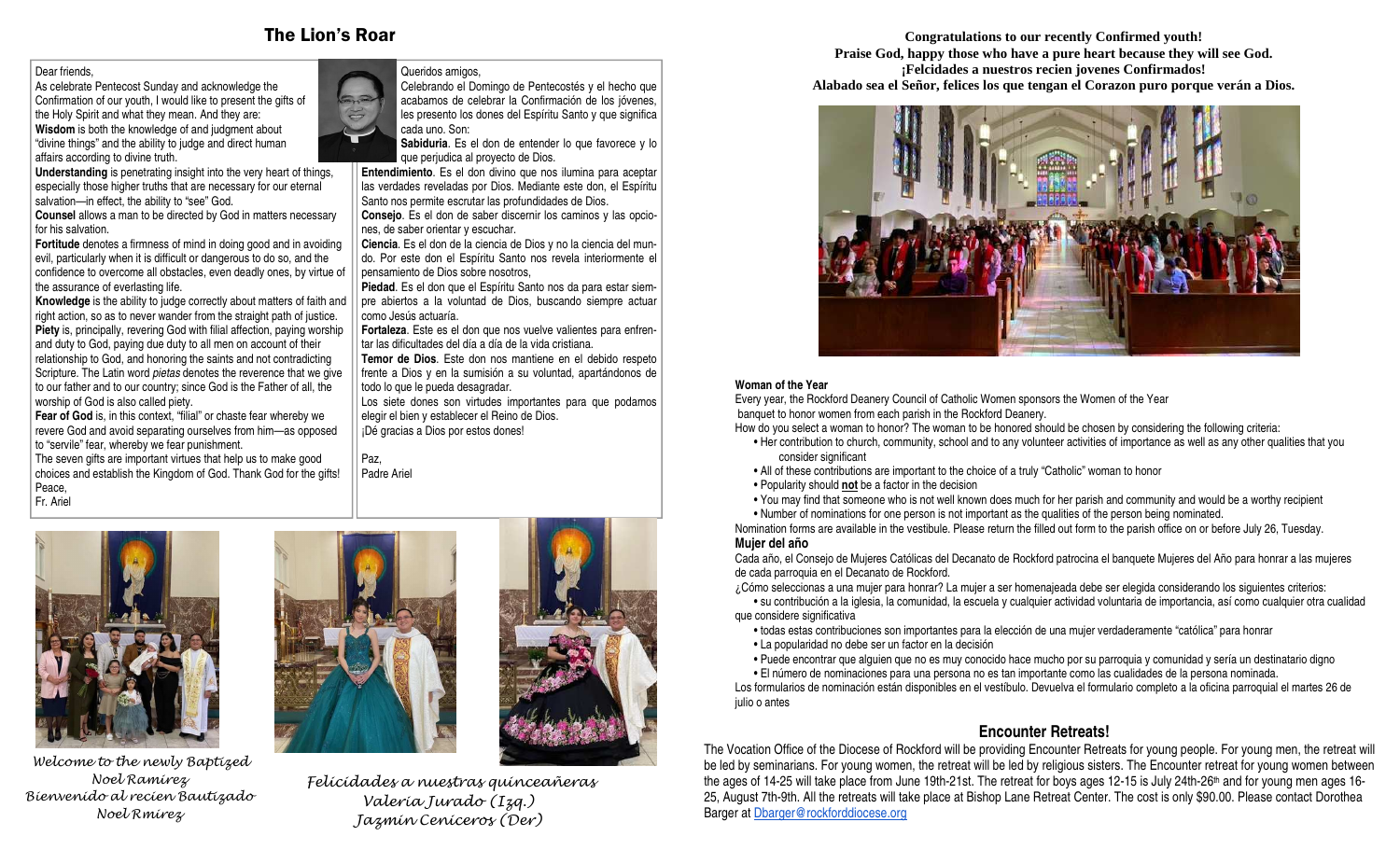# The Lion's Roar

Dear friends,

As we celebrate Pentecost Sunday and acknowledge the Confirmation of our youth, I would like to present the gifts of the Holy Spirit and what they mean. And they are:

**Wisdom** is both the knowledge of and judgment about "divine things" and the ability to judge and direct human affairs according to divine truth.

**Understanding** is penetrating insight into the very heart of things, especially those higher truths that are necessary for our eternal salvation—in effect, the ability to "see" God.

**Counsel** allows a man to be directed by God in matters necessary for his salvation.

**Fortitude** denotes a firmness of mind in doing good and in avoiding evil, particularly when it is difficult or dangerous to do so, and the confidence to overcome all obstacles, even deadly ones, by virtue of the assurance of everlasting life.

**Knowledge** is the ability to judge correctly about matters of faith and right action, so as to never wander from the straight path of justice.

**Piety** is, principally, revering God with filial affection, paying worship and duty to God, paying due duty to all men on account of their relationship to God, and honoring the saints and not contradicting Scripture. The Latin word *pietas* denotes the reverence that we give to our father and to our country; since God is the Father of all, the worship of God is also called piety.

**Fear of God** is, in this context, "filial" or chaste fear whereby we revere God and avoid separating ourselves from him—as opposed to "servile" fear, whereby we fear punishment.

The seven gifts are important virtues that help us to make good choices and establish the Kingdom of God. Thank God for the gifts!

Peace,

Fr. Ariel

Queridos amigos,

Celebrando el Domingo de Pentecostés y el hecho que acabamos de celebrar la Confirmación de los jóvenes, les presento los dones del Espíritu Santo y que significa cada uno. Son:

**Sabiduría**. Es el don de entender lo que favorece y lo que perjudica al proyecto de Dios.

**Entendimiento**. Es el don divino que nos ilumina para aceptar las verdades reveladas por Dios. Mediante este don, el Espíritu Santo nos permite escrutar las profundidades de Dios.

**Consejo**. Es el don de saber discernir los caminos y las opciones, de saber orientar y escuchar.

**Ciencia**. Es el don de la ciencia de Dios y no la ciencia del mundo. Por este don el Espíritu Santo nos revela interiormente el pensamiento de Dios sobre nosotros,

**Piedad**. Es el don que el Espíritu Santo nos da para estar siempre abiertos a la voluntad de Dios, buscando siempre actuar como Jesús actuaría.

**Fortaleza**. Este es el don que nos vuelve valientes para enfrentar las dificultades del día a día de la vida cristiana.

**Temor de Dios**. Este don nos mantiene en el debido respeto frente a Dios y en la sumisión a su voluntad, apartándonos de todo lo que le pueda desagradar.

Los siete dones son virtudes importantes para que podamos elegir el bien y establecer el Reino de Dios.

¡Dé gracias a Dios por estos dones!

Paz,

Padre Ariel

*Welcome to the newly Baptized*
*Noel Ramirez*
*Bienvenido al recien Bautizado*
*Noel Rmirez*

*Felicidades a nuestras quinceañeras*
*Valeria Jurado (Izq.)*
*Jazmin Ceniceros (Der)*

**Congratulations to our recently Confirmed youth!**
**Praise God, happy those who have a pure heart because they will see God.**
**¡Felcidades a nuestros recien jovenes Confirmados!**
**Alabado sea el Señor, felices los que tengan el Corazon puro porque verán a Dios.**

**Woman of the Year**

Every year, the Rockford Deanery Council of Catholic Women sponsors the Women of the Year banquet to honor women from each parish in the Rockford Deanery.

How do you select a woman to honor? The woman to be honored should be chosen by considering the following criteria:

- Her contribution to church, community, school and to any volunteer activities of importance as well as any other qualities that you consider significant
- All of these contributions are important to the choice of a truly "Catholic" woman to honor
- Popularity should **not** be a factor in the decision
- You may find that someone who is not well known does much for her parish and community and would be a worthy recipient
- Number of nominations for one person is not important as the qualities of the person being nominated.

Nomination forms are available in the vestibule. Please return the filled out form to the parish office on or before July 26, Tuesday.

**Mujer del año**

Cada año, el Consejo de Mujeres Católicas del Decanato de Rockford patrocina el banquete Mujeres del Año para honrar a las mujeres de cada parroquia en el Decanato de Rockford.

¿Cómo seleccionas a una mujer para honrar? La mujer a ser homenajeada debe ser elegida considerando los siguientes criterios:

- su contribución a la iglesia, la comunidad, la escuela y cualquier actividad voluntaria de importancia, así como cualquier otra cualidad que considere significativa
- todas estas contribuciones son importantes para la elección de una mujer verdaderamente "católica" para honrar
- La popularidad no debe ser un factor en la decisión
- Puede encontrar que alguien que no es muy conocido hace mucho por su parroquia y comunidad y sería un destinatario digno
- El número de nominaciones para una persona no es tan importante como las cualidades de la persona nominada.

Los formularios de nominación están disponibles en el vestíbulo. Devuelva el formulario completo a la oficina parroquial el martes 26 de julio o antes

## Encounter Retreats!

The Vocation Office of the Diocese of Rockford will be providing Encounter Retreats for young people. For young men, the retreat will be led by seminarians. For young women, the retreat will be led by religious sisters. The Encounter retreat for young women between the ages of 14-25 will take place from June 19th-21st. The retreat for boys ages 12-15 is July 24th-26th and for young men ages 16-25, August 7th-9th. All the retreats will take place at Bishop Lane Retreat Center. The cost is only $90.00. Please contact Dorothea Barger at Dbarger@rockforddiocese.org